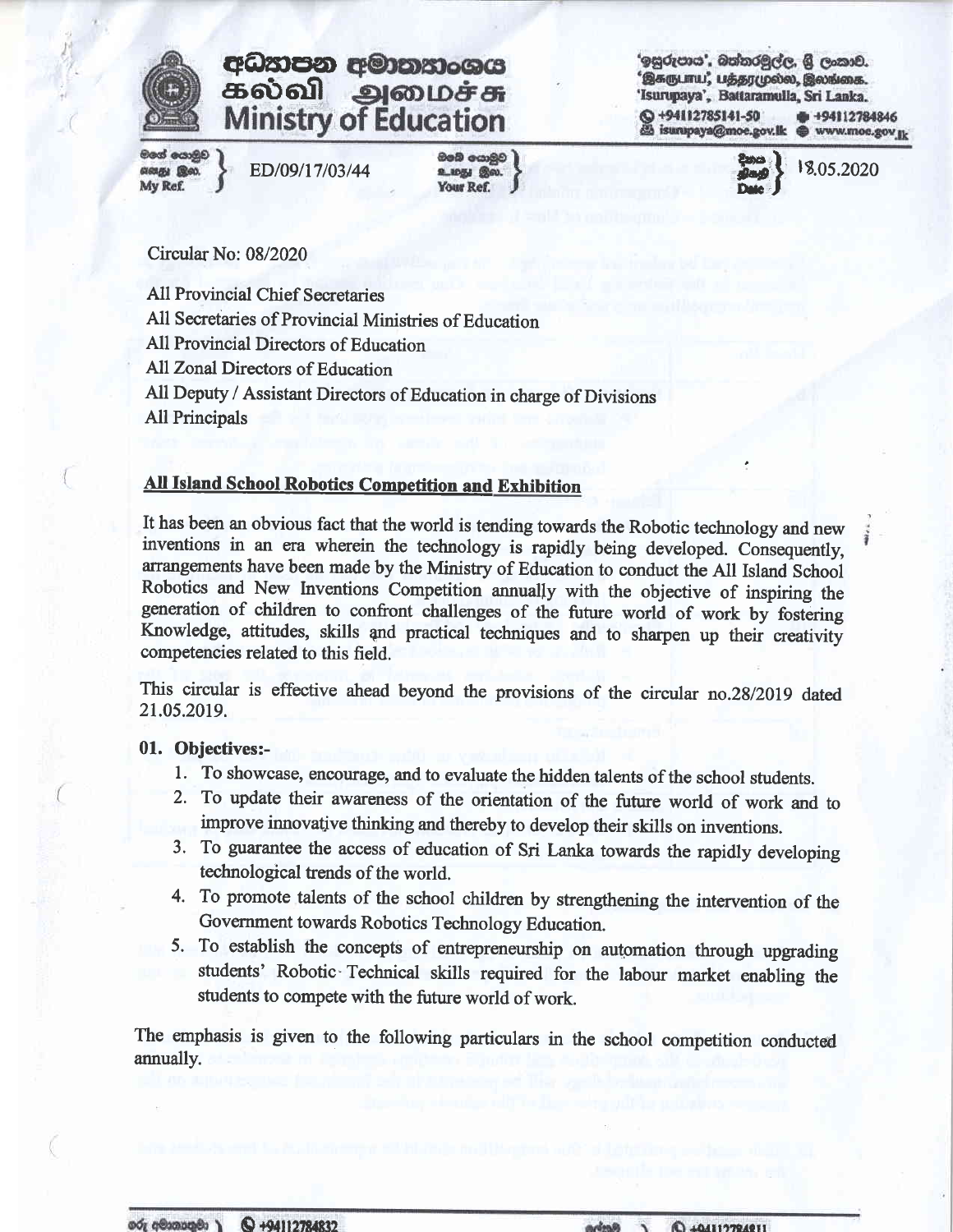# අධ්‍යාපන අමාත්‍යාංශය
# கல்வி அமைச்சு
# Ministry of Education

'ඉසුරුපාය', බත්තරමුල්ල, ශ්‍රී ලංකාව.
'இசுருபாய', பத்தரமுல்ல, இலங்கை.
'Isurupaya', Battaramulla, Sri Lanka.
+94112785141-50 | +94112784846
isurupaya@moe.gov.lk | www.moe.gov.lk

මගේ අංකය / எனது இல. / My Ref. ED/09/17/03/44

ඔබේ අංකය / உமது இல. / Your Ref.

දිනය / திகதி / Date 18.05.2020

Circular No: 08/2020

All Provincial Chief Secretaries
All Secretaries of Provincial Ministries of Education
All Provincial Directors of Education
All Zonal Directors of Education
All Deputy / Assistant Directors of Education in charge of Divisions
All Principals

## All Island School Robotics Competition and Exhibition

It has been an obvious fact that the world is tending towards the Robotic technology and new inventions in an era wherein the technology is rapidly being developed. Consequently, arrangements have been made by the Ministry of Education to conduct the All Island School Robotics and New Inventions Competition annually with the objective of inspiring the generation of children to confront challenges of the future world of work by fostering Knowledge, attitudes, skills and practical techniques and to sharpen up their creativity competencies related to this field.

This circular is effective ahead beyond the provisions of the circular no.28/2019 dated 21.05.2019.

### 01. Objectives:-

1. To showcase, encourage, and to evaluate the hidden talents of the school students.
2. To update their awareness of the orientation of the future world of work and to improve innovative thinking and thereby to develop their skills on inventions.
3. To guarantee the access of education of Sri Lanka towards the rapidly developing technological trends of the world.
4. To promote talents of the school children by strengthening the intervention of the Government towards Robotics Technology Education.
5. To establish the concepts of entrepreneurship on automation through upgrading students' Robotic Technical skills required for the labour market enabling the students to compete with the future world of work.

The emphasis is given to the following particulars in the school competition conducted annually.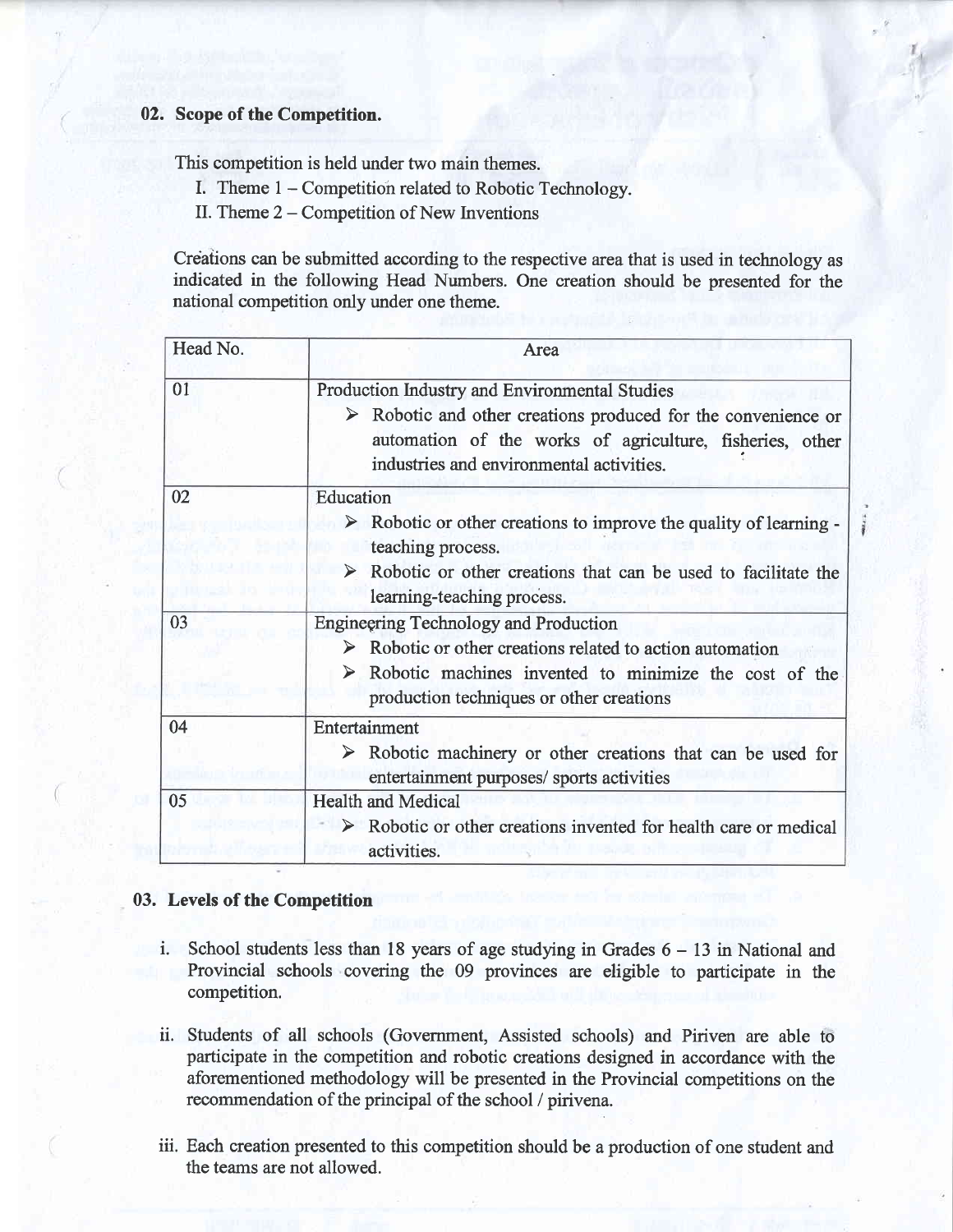## 02. Scope of the Competition.

This competition is held under two main themes.

I. Theme 1 – Competition related to Robotic Technology.

II. Theme 2 – Competition of New Inventions

Creations can be submitted according to the respective area that is used in technology as indicated in the following Head Numbers. One creation should be presented for the national competition only under one theme.

| Head No. | Area |
|---|---|
| 01 | Production Industry and Environmental Studies<br>➢ Robotic and other creations produced for the convenience or automation of the works of agriculture, fisheries, other industries and environmental activities. |
| 02 | Education<br>➢ Robotic or other creations to improve the quality of learning - teaching process.<br>➢ Robotic or other creations that can be used to facilitate the learning-teaching process. |
| 03 | Engineering Technology and Production<br>➢ Robotic or other creations related to action automation<br>➢ Robotic machines invented to minimize the cost of the production techniques or other creations |
| 04 | Entertainment<br>➢ Robotic machinery or other creations that can be used for entertainment purposes/ sports activities |
| 05 | Health and Medical<br>➢ Robotic or other creations invented for health care or medical activities. |

## 03. Levels of the Competition

i. School students less than 18 years of age studying in Grades 6 – 13 in National and Provincial schools covering the 09 provinces are eligible to participate in the competition.

ii. Students of all schools (Government, Assisted schools) and Piriven are able to participate in the competition and robotic creations designed in accordance with the aforementioned methodology will be presented in the Provincial competitions on the recommendation of the principal of the school / pirivena.

iii. Each creation presented to this competition should be a production of one student and the teams are not allowed.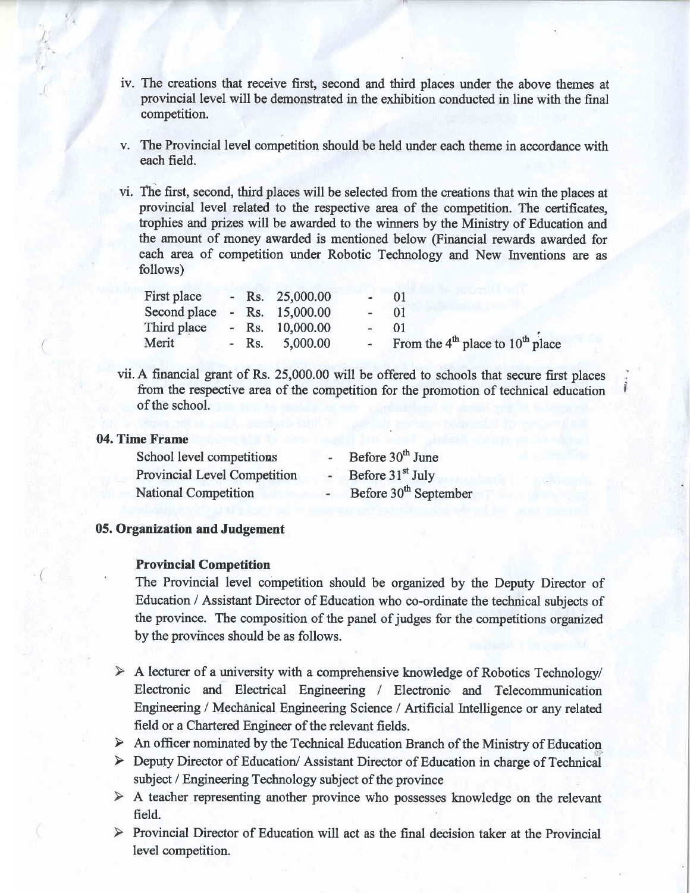iv. The creations that receive first, second and third places under the above themes at provincial level will be demonstrated in the exhibition conducted in line with the final competition.

v. The Provincial level competition should be held under each theme in accordance with each field.

vi. The first, second, third places will be selected from the creations that win the places at provincial level related to the respective area of the competition. The certificates, trophies and prizes will be awarded to the winners by the Ministry of Education and the amount of money awarded is mentioned below (Financial rewards awarded for each area of competition under Robotic Technology and New Inventions are as follows)

| | | | | |
|---|---|---|---|---|
| First place | - | Rs. 25,000.00 | - | 01 |
| Second place | - | Rs. 15,000.00 | - | 01 |
| Third place | - | Rs. 10,000.00 | - | 01 |
| Merit | - | Rs. 5,000.00 | - | From the 4th place to 10th place |

vii. A financial grant of Rs. 25,000.00 will be offered to schools that secure first places from the respective area of the competition for the promotion of technical education of the school.

## 04. Time Frame

| | | |
|---|---|---|
| School level competitions | - | Before 30th June |
| Provincial Level Competition | - | Before 31st July |
| National Competition | - | Before 30th September |

## 05. Organization and Judgement

### Provincial Competition

The Provincial level competition should be organized by the Deputy Director of Education / Assistant Director of Education who co-ordinate the technical subjects of the province. The composition of the panel of judges for the competitions organized by the provinces should be as follows.

- A lecturer of a university with a comprehensive knowledge of Robotics Technology/ Electronic and Electrical Engineering / Electronic and Telecommunication Engineering / Mechanical Engineering Science / Artificial Intelligence or any related field or a Chartered Engineer of the relevant fields.
- An officer nominated by the Technical Education Branch of the Ministry of Education
- Deputy Director of Education/ Assistant Director of Education in charge of Technical subject / Engineering Technology subject of the province
- A teacher representing another province who possesses knowledge on the relevant field.
- Provincial Director of Education will act as the final decision taker at the Provincial level competition.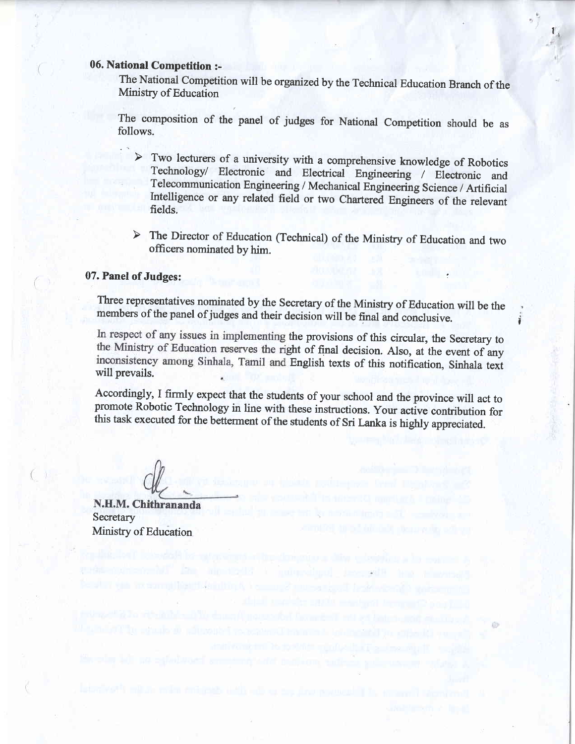**06. National Competition :-**

The National Competition will be organized by the Technical Education Branch of the Ministry of Education

The composition of the panel of judges for National Competition should be as follows.

- Two lecturers of a university with a comprehensive knowledge of Robotics Technology/ Electronic and Electrical Engineering / Electronic and Telecommunication Engineering / Mechanical Engineering Science / Artificial Intelligence or any related field or two Chartered Engineers of the relevant fields.

- The Director of Education (Technical) of the Ministry of Education and two officers nominated by him.

**07. Panel of Judges:**

Three representatives nominated by the Secretary of the Ministry of Education will be the members of the panel of judges and their decision will be final and conclusive.

In respect of any issues in implementing the provisions of this circular, the Secretary to the Ministry of Education reserves the right of final decision. Also, at the event of any inconsistency among Sinhala, Tamil and English texts of this notification, Sinhala text will prevails.

Accordingly, I firmly expect that the students of your school and the province will act to promote Robotic Technology in line with these instructions. Your active contribution for this task executed for the betterment of the students of Sri Lanka is highly appreciated.

**N.H.M. Chithrananda**
Secretary
Ministry of Education